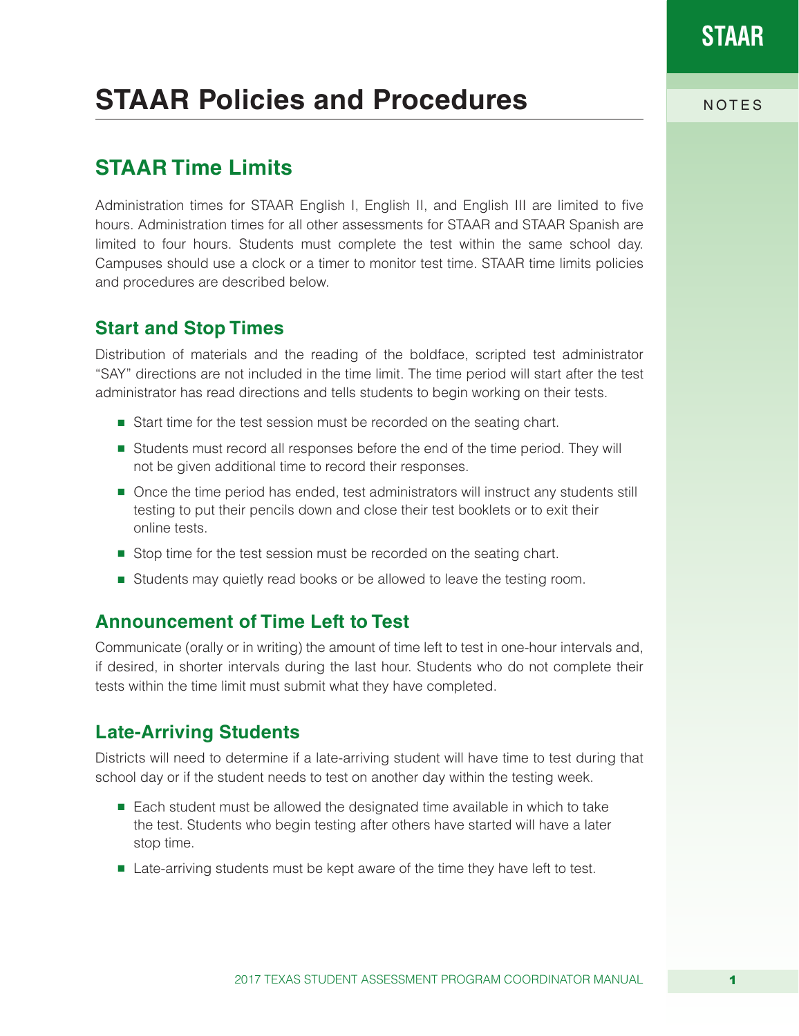# STAAR Policies and Procedures

## STAAR Time Limits

Administration times for STAAR English I, English II, and English III are limited to five hours. Administration times for all other assessments for STAAR and STAAR Spanish are limited to four hours. Students must complete the test within the same school day. Campuses should use a clock or a timer to monitor test time. STAAR time limits policies and procedures are described below.

### Start and Stop Times

Distribution of materials and the reading of the boldface, scripted test administrator "SAY" directions are not included in the time limit. The time period will start after the test administrator has read directions and tells students to begin working on their tests.

- Start time for the test session must be recorded on the seating chart.
- Students must record all responses before the end of the time period. They will not be given additional time to record their responses.
- Once the time period has ended, test administrators will instruct any students still testing to put their pencils down and close their test booklets or to exit their online tests.
- Stop time for the test session must be recorded on the seating chart.
- Students may quietly read books or be allowed to leave the testing room.

### Announcement of Time Left to Test

Communicate (orally or in writing) the amount of time left to test in one-hour intervals and, if desired, in shorter intervals during the last hour. Students who do not complete their tests within the time limit must submit what they have completed.

### Late-Arriving Students

Districts will need to determine if a late-arriving student will have time to test during that school day or if the student needs to test on another day within the testing week.

- Each student must be allowed the designated time available in which to take the test. Students who begin testing after others have started will have a later stop time.
- Late-arriving students must be kept aware of the time they have left to test.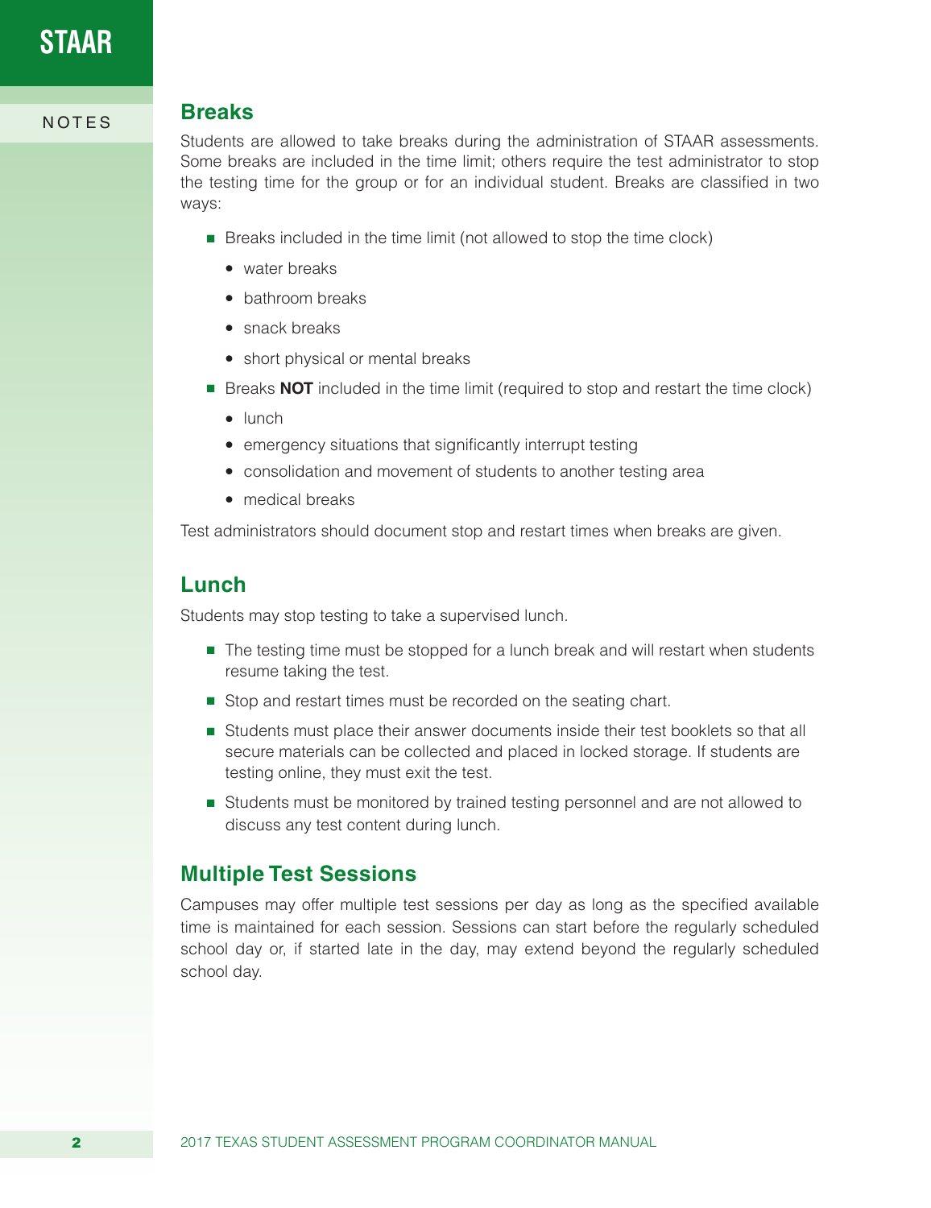## Breaks

Students are allowed to take breaks during the administration of STAAR assessments. Some breaks are included in the time limit; others require the test administrator to stop the testing time for the group or for an individual student. Breaks are classified in two ways:

- Breaks included in the time limit (not allowed to stop the time clock)
  - water breaks
  - bathroom breaks
  - snack breaks
  - short physical or mental breaks
- Breaks **NOT** included in the time limit (required to stop and restart the time clock)
  - lunch
  - emergency situations that significantly interrupt testing
  - consolidation and movement of students to another testing area
  - medical breaks

Test administrators should document stop and restart times when breaks are given.

## Lunch

Students may stop testing to take a supervised lunch.

- The testing time must be stopped for a lunch break and will restart when students resume taking the test.
- Stop and restart times must be recorded on the seating chart.
- Students must place their answer documents inside their test booklets so that all secure materials can be collected and placed in locked storage. If students are testing online, they must exit the test.
- Students must be monitored by trained testing personnel and are not allowed to discuss any test content during lunch.

## Multiple Test Sessions

Campuses may offer multiple test sessions per day as long as the specified available time is maintained for each session. Sessions can start before the regularly scheduled school day or, if started late in the day, may extend beyond the regularly scheduled school day.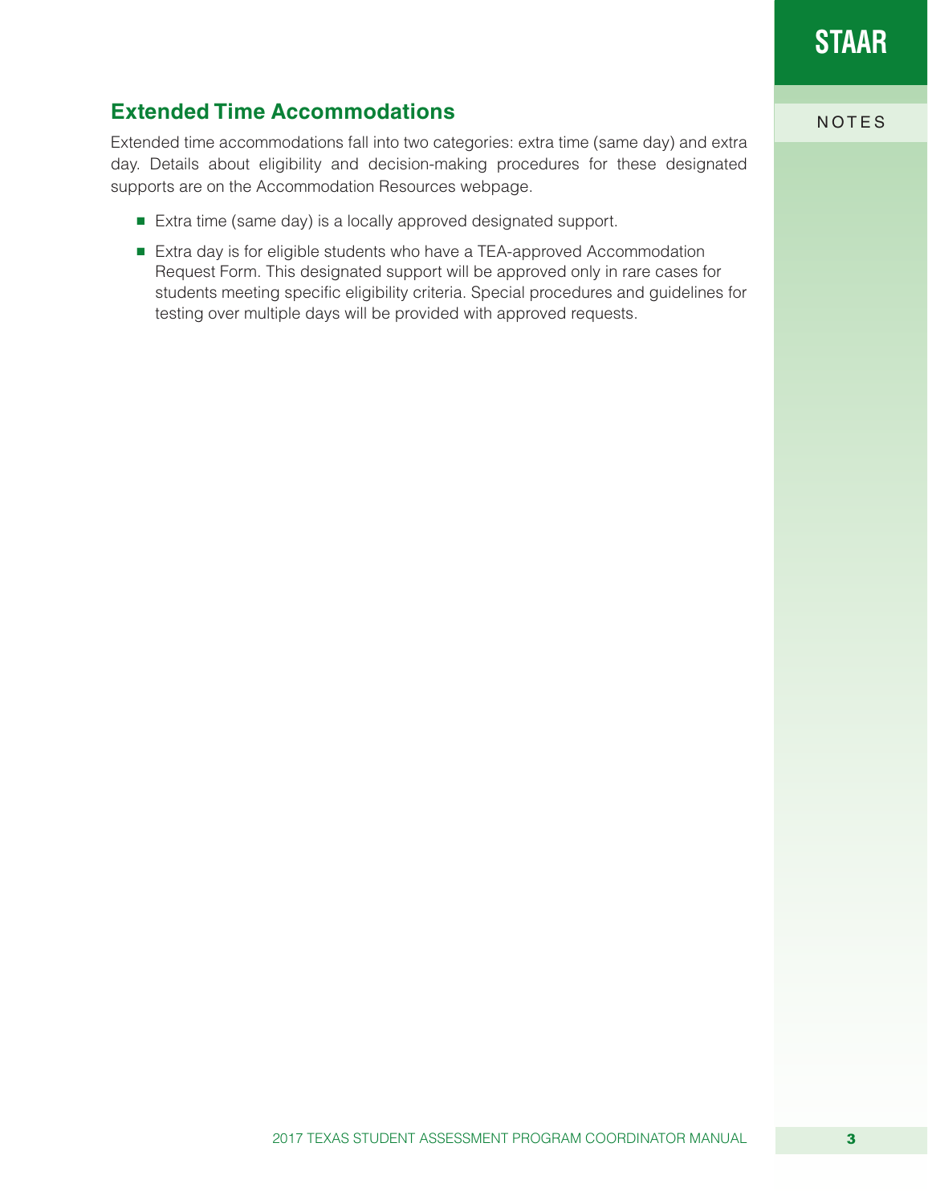## Extended Time Accommodations

Extended time accommodations fall into two categories: extra time (same day) and extra day. Details about eligibility and decision-making procedures for these designated supports are on the Accommodation Resources webpage.

- Extra time (same day) is a locally approved designated support.
- Extra day is for eligible students who have a TEA-approved Accommodation Request Form. This designated support will be approved only in rare cases for students meeting specific eligibility criteria. Special procedures and guidelines for testing over multiple days will be provided with approved requests.